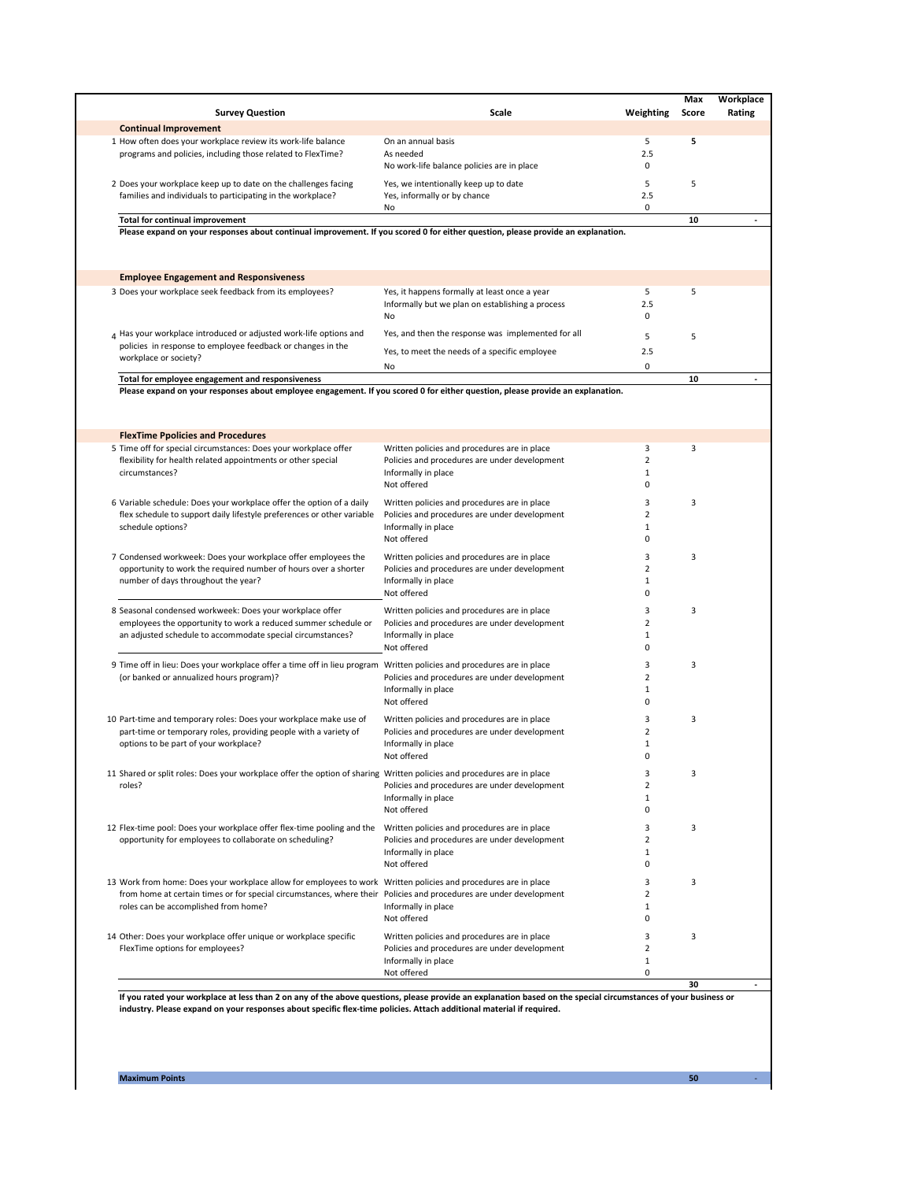| Survey Question | Scale | Weighting | Max Score | Workplace Rating |
|---|---|---|---|---|
| **Continual Improvement** | | | | |
| 1 How often does your workplace review its work-life balance programs and policies, including those related to FlexTime? | On an annual basis | 5 | **5** | |
| | As needed | 2.5 | | |
| | No work-life balance policies are in place | 0 | | |
| 2 Does your workplace keep up to date on the challenges facing families and individuals to participating in the workplace? | Yes, we intentionally keep up to date | 5 | 5 | |
| | Yes, informally or by chance | 2.5 | | |
| | No | 0 | | |
| **Total for continual improvement** | | | **10** | - |

**Please expand on your responses about continual improvement. If you scored 0 for either question, please provide an explanation.**

| Survey Question | Scale | Weighting | Max Score | Workplace Rating |
|---|---|---|---|---|
| **Employee Engagement and Responsiveness** | | | | |
| 3 Does your workplace seek feedback from its employees? | Yes, it happens formally at least once a year | 5 | 5 | |
| | Informally but we plan on establishing a process | 2.5 | | |
| | No | 0 | | |
| 4 Has your workplace introduced or adjusted work-life options and policies in response to employee feedback or changes in the workplace or society? | Yes, and then the response was implemented for all | 5 | 5 | |
| | Yes, to meet the needs of a specific employee | 2.5 | | |
| | No | 0 | | |
| **Total for employee engagement and responsiveness** | | | **10** | - |

**Please expand on your responses about employee engagement. If you scored 0 for either question, please provide an explanation.**

| Survey Question | Scale | Weighting | Max Score | Workplace Rating |
|---|---|---|---|---|
| **FlexTime Ppolicies and Procedures** | | | | |
| 5 Time off for special circumstances: Does your workplace offer flexibility for health related appointments or other special circumstances? | Written policies and procedures are in place | 3 | 3 | |
| | Policies and procedures are under development | 2 | | |
| | Informally in place | 1 | | |
| | Not offered | 0 | | |
| 6 Variable schedule: Does your workplace offer the option of a daily flex schedule to support daily lifestyle preferences or other variable schedule options? | Written policies and procedures are in place | 3 | 3 | |
| | Policies and procedures are under development | 2 | | |
| | Informally in place | 1 | | |
| | Not offered | 0 | | |
| 7 Condensed workweek: Does your workplace offer employees the opportunity to work the required number of hours over a shorter number of days throughout the year? | Written policies and procedures are in place | 3 | 3 | |
| | Policies and procedures are under development | 2 | | |
| | Informally in place | 1 | | |
| | Not offered | 0 | | |
| 8 Seasonal condensed workweek: Does your workplace offer employees the opportunity to work a reduced summer schedule or an adjusted schedule to accommodate special circumstances? | Written policies and procedures are in place | 3 | 3 | |
| | Policies and procedures are under development | 2 | | |
| | Informally in place | 1 | | |
| | Not offered | 0 | | |
| 9 Time off in lieu: Does your workplace offer a time off in lieu program (or banked or annualized hours program)? | Written policies and procedures are in place | 3 | 3 | |
| | Policies and procedures are under development | 2 | | |
| | Informally in place | 1 | | |
| | Not offered | 0 | | |
| 10 Part-time and temporary roles: Does your workplace make use of part-time or temporary roles, providing people with a variety of options to be part of your workplace? | Written policies and procedures are in place | 3 | 3 | |
| | Policies and procedures are under development | 2 | | |
| | Informally in place | 1 | | |
| | Not offered | 0 | | |
| 11 Shared or split roles: Does your workplace offer the option of sharing roles? | Written policies and procedures are in place | 3 | 3 | |
| | Policies and procedures are under development | 2 | | |
| | Informally in place | 1 | | |
| | Not offered | 0 | | |
| 12 Flex-time pool: Does your workplace offer flex-time pooling and the opportunity for employees to collaborate on scheduling? | Written policies and procedures are in place | 3 | 3 | |
| | Policies and procedures are under development | 2 | | |
| | Informally in place | 1 | | |
| | Not offered | 0 | | |
| 13 Work from home: Does your workplace allow for employees to work from home at certain times or for special circumstances, where their roles can be accomplished from home? | Written policies and procedures are in place | 3 | 3 | |
| | Policies and procedures are under development | 2 | | |
| | Informally in place | 1 | | |
| | Not offered | 0 | | |
| 14 Other: Does your workplace offer unique or workplace specific FlexTime options for employees? | Written policies and procedures are in place | 3 | 3 | |
| | Policies and procedures are under development | 2 | | |
| | Informally in place | 1 | | |
| | Not offered | 0 | | |
| | | | **30** | - |

**If you rated your workplace at less than 2 on any of the above questions, please provide an explanation based on the special circumstances of your business or industry. Please expand on your responses about specific flex-time policies. Attach additional material if required.**

| | | | | |
|---|---|---|---|---|
| **Maximum Points** | | | **50** | - |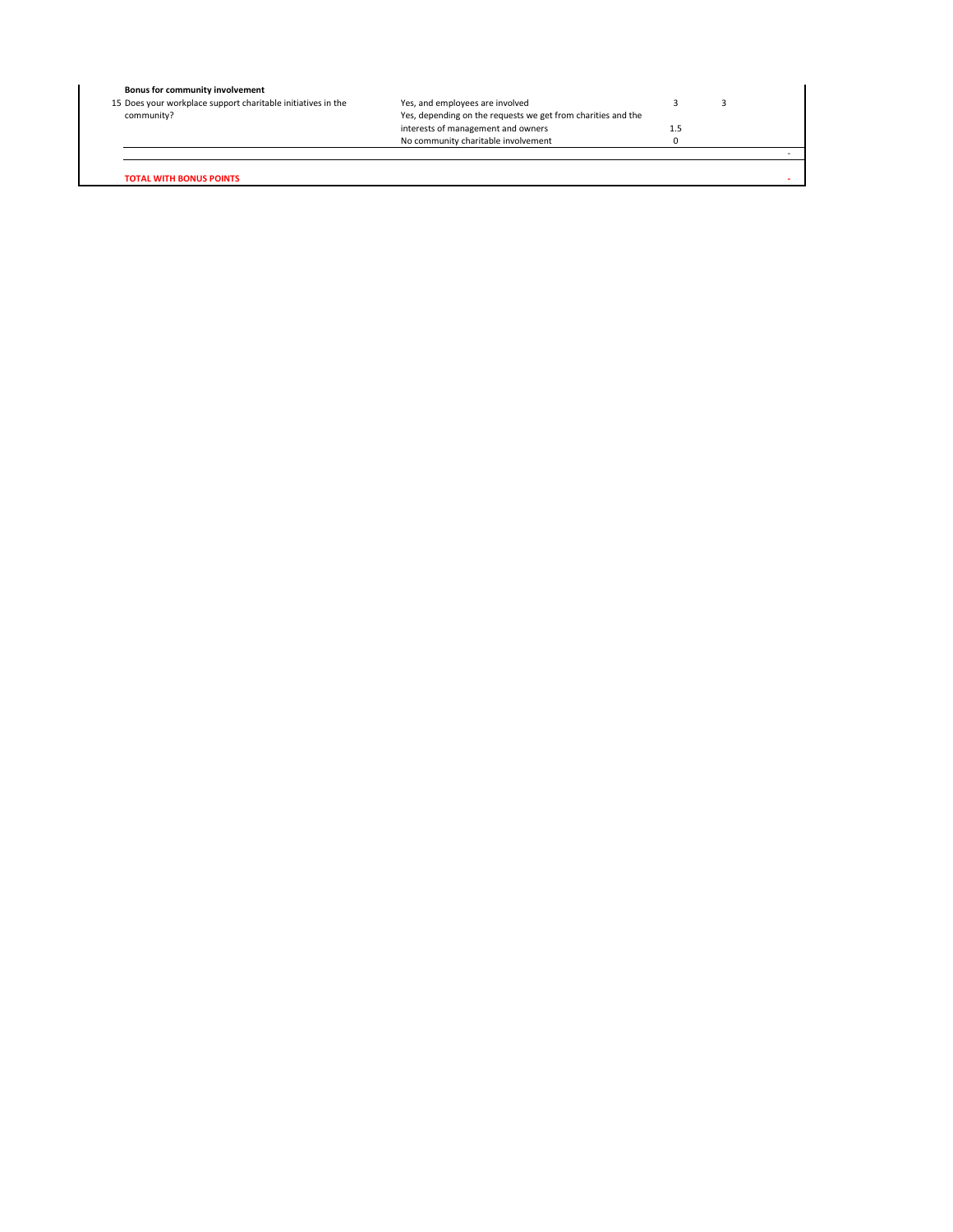| | | | | |
|---|---|---|---|---|
| **Bonus for community involvement** | | | | |
| 15 Does your workplace support charitable initiatives in the community? | Yes, and employees are involved | 3 | 3 | |
| | Yes, depending on the requests we get from charities and the interests of management and owners | 1.5 | | |
| | No community charitable involvement | 0 | | |
| | | | | - |
| **TOTAL WITH BONUS POINTS** | | | | - |